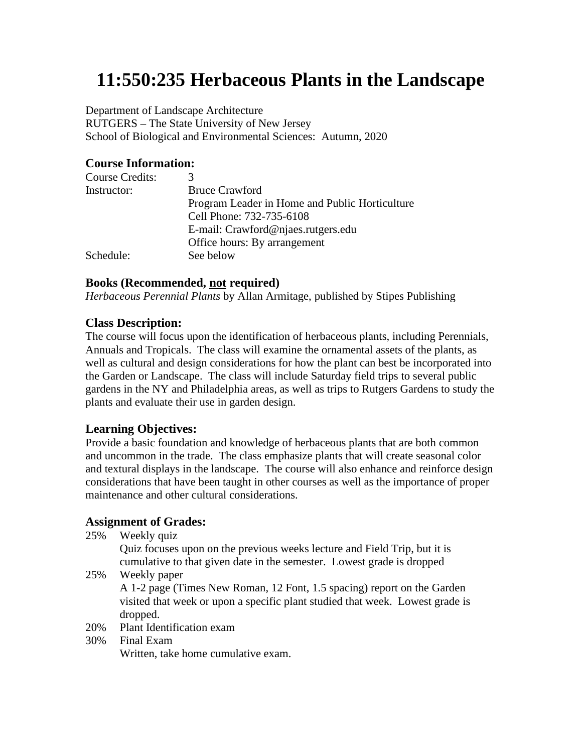# 11:550:235 Herbaceous Plants in the Landscape

Department of Landscape Architecture
RUTGERS – The State University of New Jersey
School of Biological and Environmental Sciences: Autumn, 2020

### Course Information:

| | |
|---|---|
| Course Credits: | 3 |
| Instructor: | Bruce Crawford<br>Program Leader in Home and Public Horticulture<br>Cell Phone: 732-735-6108<br>E-mail: Crawford@njaes.rutgers.edu<br>Office hours: By arrangement |
| Schedule: | See below |

### Books (Recommended, not required)

*Herbaceous Perennial Plants* by Allan Armitage, published by Stipes Publishing

### Class Description:

The course will focus upon the identification of herbaceous plants, including Perennials, Annuals and Tropicals. The class will examine the ornamental assets of the plants, as well as cultural and design considerations for how the plant can best be incorporated into the Garden or Landscape. The class will include Saturday field trips to several public gardens in the NY and Philadelphia areas, as well as trips to Rutgers Gardens to study the plants and evaluate their use in garden design.

### Learning Objectives:

Provide a basic foundation and knowledge of herbaceous plants that are both common and uncommon in the trade. The class emphasize plants that will create seasonal color and textural displays in the landscape. The course will also enhance and reinforce design considerations that have been taught in other courses as well as the importance of proper maintenance and other cultural considerations.

### Assignment of Grades:

25% Weekly quiz
Quiz focuses upon on the previous weeks lecture and Field Trip, but it is cumulative to that given date in the semester. Lowest grade is dropped

25% Weekly paper
A 1-2 page (Times New Roman, 12 Font, 1.5 spacing) report on the Garden visited that week or upon a specific plant studied that week. Lowest grade is dropped.

20% Plant Identification exam

30% Final Exam
Written, take home cumulative exam.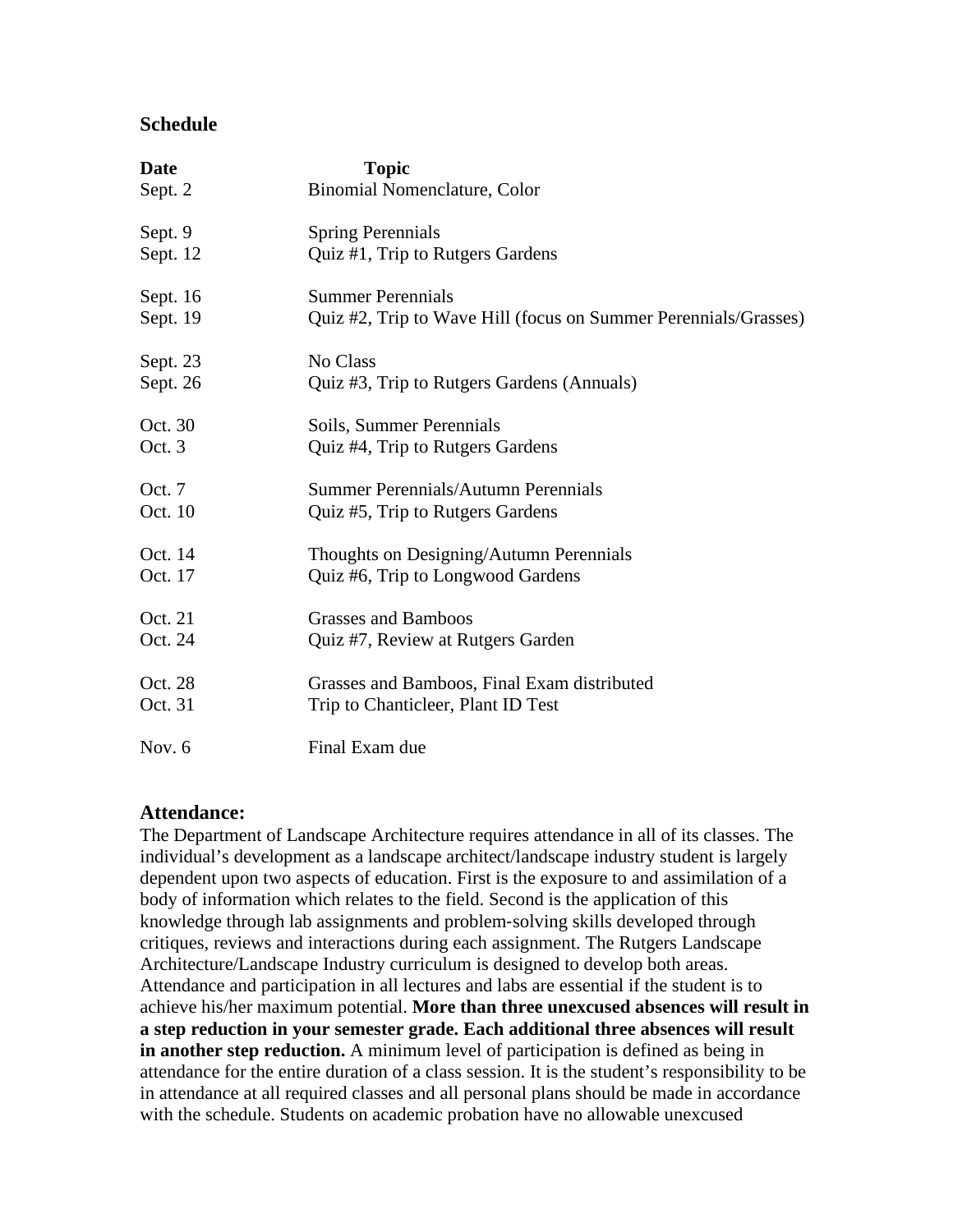## Schedule

| Date | Topic |
|---|---|
| Sept. 2 | Binomial Nomenclature, Color |
| Sept. 9 | Spring Perennials |
| Sept. 12 | Quiz #1, Trip to Rutgers Gardens |
| Sept. 16 | Summer Perennials |
| Sept. 19 | Quiz #2, Trip to Wave Hill (focus on Summer Perennials/Grasses) |
| Sept. 23 | No Class |
| Sept. 26 | Quiz #3, Trip to Rutgers Gardens (Annuals) |
| Oct. 30 | Soils, Summer Perennials |
| Oct. 3 | Quiz #4, Trip to Rutgers Gardens |
| Oct. 7 | Summer Perennials/Autumn Perennials |
| Oct. 10 | Quiz #5, Trip to Rutgers Gardens |
| Oct. 14 | Thoughts on Designing/Autumn Perennials |
| Oct. 17 | Quiz #6, Trip to Longwood Gardens |
| Oct. 21 | Grasses and Bamboos |
| Oct. 24 | Quiz #7, Review at Rutgers Garden |
| Oct. 28 | Grasses and Bamboos, Final Exam distributed |
| Oct. 31 | Trip to Chanticleer, Plant ID Test |
| Nov. 6 | Final Exam due |

## Attendance:

The Department of Landscape Architecture requires attendance in all of its classes. The individual's development as a landscape architect/landscape industry student is largely dependent upon two aspects of education. First is the exposure to and assimilation of a body of information which relates to the field. Second is the application of this knowledge through lab assignments and problem-solving skills developed through critiques, reviews and interactions during each assignment. The Rutgers Landscape Architecture/Landscape Industry curriculum is designed to develop both areas. Attendance and participation in all lectures and labs are essential if the student is to achieve his/her maximum potential. **More than three unexcused absences will result in a step reduction in your semester grade. Each additional three absences will result in another step reduction.** A minimum level of participation is defined as being in attendance for the entire duration of a class session. It is the student's responsibility to be in attendance at all required classes and all personal plans should be made in accordance with the schedule. Students on academic probation have no allowable unexcused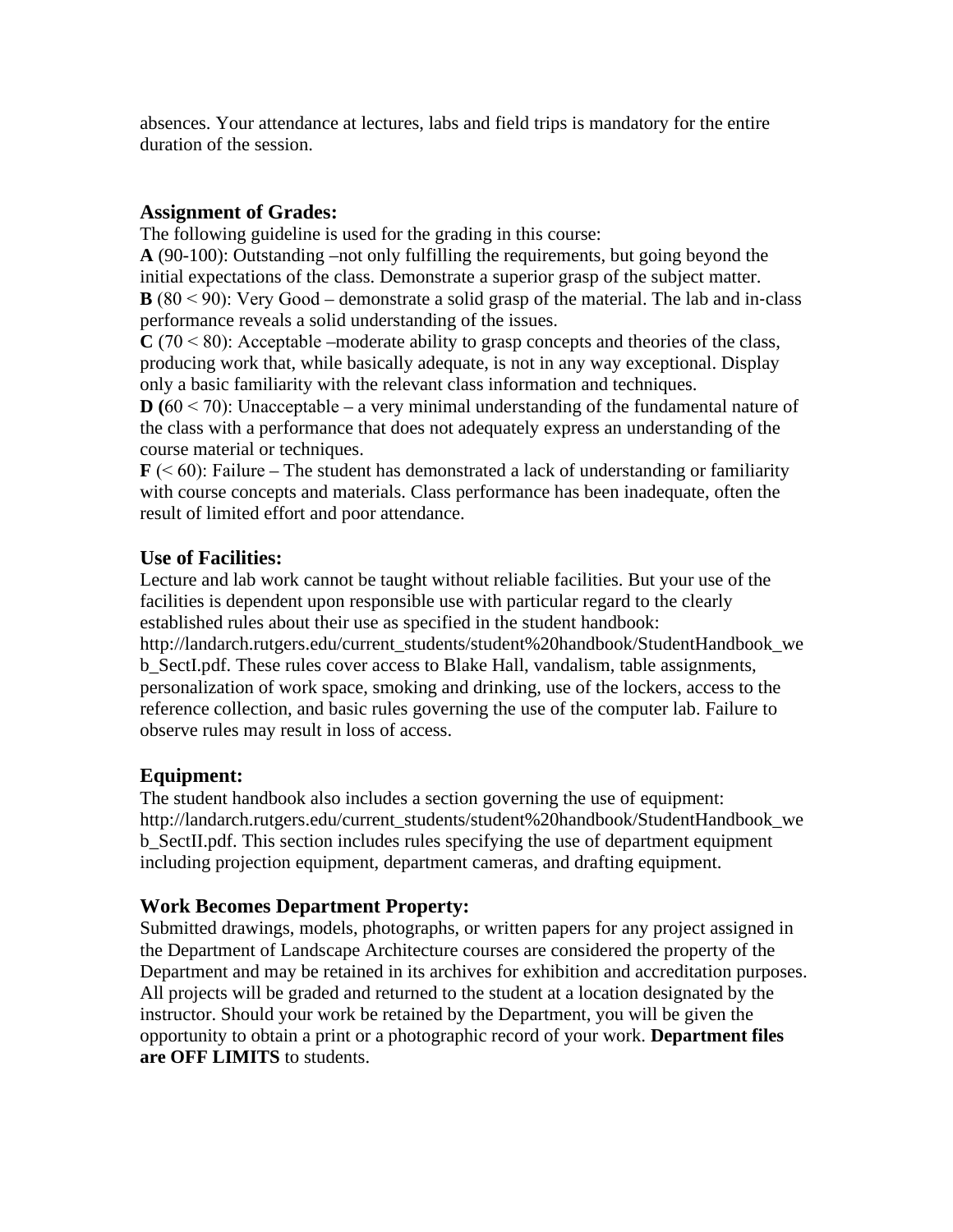absences. Your attendance at lectures, labs and field trips is mandatory for the entire duration of the session.

### Assignment of Grades:

The following guideline is used for the grading in this course:

**A** (90-100): Outstanding –not only fulfilling the requirements, but going beyond the initial expectations of the class. Demonstrate a superior grasp of the subject matter.

**B** (80 < 90): Very Good – demonstrate a solid grasp of the material. The lab and in-class performance reveals a solid understanding of the issues.

**C** (70 < 80): Acceptable –moderate ability to grasp concepts and theories of the class, producing work that, while basically adequate, is not in any way exceptional. Display only a basic familiarity with the relevant class information and techniques.

**D (**60 < 70): Unacceptable – a very minimal understanding of the fundamental nature of the class with a performance that does not adequately express an understanding of the course material or techniques.

**F** (< 60): Failure – The student has demonstrated a lack of understanding or familiarity with course concepts and materials. Class performance has been inadequate, often the result of limited effort and poor attendance.

### Use of Facilities:

Lecture and lab work cannot be taught without reliable facilities. But your use of the facilities is dependent upon responsible use with particular regard to the clearly established rules about their use as specified in the student handbook: http://landarch.rutgers.edu/current_students/student%20handbook/StudentHandbook_web_SectI.pdf. These rules cover access to Blake Hall, vandalism, table assignments, personalization of work space, smoking and drinking, use of the lockers, access to the reference collection, and basic rules governing the use of the computer lab. Failure to observe rules may result in loss of access.

### Equipment:

The student handbook also includes a section governing the use of equipment: http://landarch.rutgers.edu/current_students/student%20handbook/StudentHandbook_web_SectII.pdf. This section includes rules specifying the use of department equipment including projection equipment, department cameras, and drafting equipment.

### Work Becomes Department Property:

Submitted drawings, models, photographs, or written papers for any project assigned in the Department of Landscape Architecture courses are considered the property of the Department and may be retained in its archives for exhibition and accreditation purposes. All projects will be graded and returned to the student at a location designated by the instructor. Should your work be retained by the Department, you will be given the opportunity to obtain a print or a photographic record of your work. **Department files are OFF LIMITS** to students.